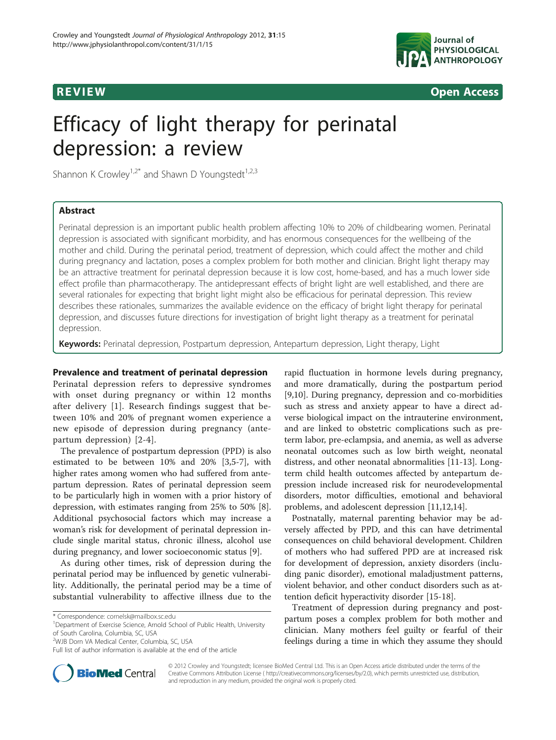REVIEW Open Access

# Efficacy of light therapy for perinatal depression: a review

Shannon K Crowley[1,2*] and Shawn D Youngstedt[1,2,3]

## Abstract

Perinatal depression is an important public health problem affecting 10% to 20% of childbearing women. Perinatal depression is associated with significant morbidity, and has enormous consequences for the wellbeing of the mother and child. During the perinatal period, treatment of depression, which could affect the mother and child during pregnancy and lactation, poses a complex problem for both mother and clinician. Bright light therapy may be an attractive treatment for perinatal depression because it is low cost, home-based, and has a much lower side effect profile than pharmacotherapy. The antidepressant effects of bright light are well established, and there are several rationales for expecting that bright light might also be efficacious for perinatal depression. This review describes these rationales, summarizes the available evidence on the efficacy of bright light therapy for perinatal depression, and discusses future directions for investigation of bright light therapy as a treatment for perinatal depression.

**Keywords:** Perinatal depression, Postpartum depression, Antepartum depression, Light therapy, Light

## Prevalence and treatment of perinatal depression

Perinatal depression refers to depressive syndromes with onset during pregnancy or within 12 months after delivery [1]. Research findings suggest that between 10% and 20% of pregnant women experience a new episode of depression during pregnancy (antepartum depression) [2-4].

The prevalence of postpartum depression (PPD) is also estimated to be between 10% and 20% [3,5-7], with higher rates among women who had suffered from antepartum depression. Rates of perinatal depression seem to be particularly high in women with a prior history of depression, with estimates ranging from 25% to 50% [8]. Additional psychosocial factors which may increase a woman's risk for development of perinatal depression include single marital status, chronic illness, alcohol use during pregnancy, and lower socioeconomic status [9].

As during other times, risk of depression during the perinatal period may be influenced by genetic vulnerability. Additionally, the perinatal period may be a time of substantial vulnerability to affective illness due to the rapid fluctuation in hormone levels during pregnancy, and more dramatically, during the postpartum period [9,10]. During pregnancy, depression and co-morbidities such as stress and anxiety appear to have a direct adverse biological impact on the intrauterine environment, and are linked to obstetric complications such as preterm labor, pre-eclampsia, and anemia, as well as adverse neonatal outcomes such as low birth weight, neonatal distress, and other neonatal abnormalities [11-13]. Long-term child health outcomes affected by antepartum depression include increased risk for neurodevelopmental disorders, motor difficulties, emotional and behavioral problems, and adolescent depression [11,12,14].

Postnatally, maternal parenting behavior may be adversely affected by PPD, and this can have detrimental consequences on child behavioral development. Children of mothers who had suffered PPD are at increased risk for development of depression, anxiety disorders (including panic disorder), emotional maladjustment patterns, violent behavior, and other conduct disorders such as attention deficit hyperactivity disorder [15-18].

Treatment of depression during pregnancy and postpartum poses a complex problem for both mother and clinician. Many mothers feel guilty or fearful of their feelings during a time in which they assume they should

\* Correspondence: cornelsk@mailbox.sc.edu
[1]Department of Exercise Science, Arnold School of Public Health, University of South Carolina, Columbia, SC, USA
[2]WJB Dorn VA Medical Center, Columbia, SC, USA
Full list of author information is available at the end of the article

© 2012 Crowley and Youngstedt; licensee BioMed Central Ltd. This is an Open Access article distributed under the terms of the Creative Commons Attribution License (http://creativecommons.org/licenses/by/2.0), which permits unrestricted use, distribution, and reproduction in any medium, provided the original work is properly cited.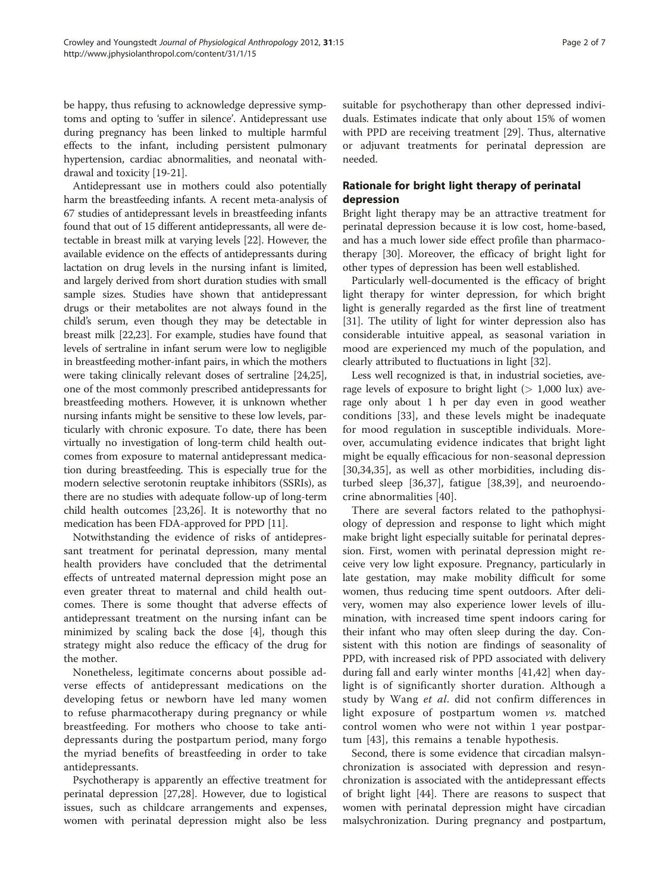be happy, thus refusing to acknowledge depressive symptoms and opting to 'suffer in silence'. Antidepressant use during pregnancy has been linked to multiple harmful effects to the infant, including persistent pulmonary hypertension, cardiac abnormalities, and neonatal withdrawal and toxicity [19-21].

Antidepressant use in mothers could also potentially harm the breastfeeding infants. A recent meta-analysis of 67 studies of antidepressant levels in breastfeeding infants found that out of 15 different antidepressants, all were detectable in breast milk at varying levels [22]. However, the available evidence on the effects of antidepressants during lactation on drug levels in the nursing infant is limited, and largely derived from short duration studies with small sample sizes. Studies have shown that antidepressant drugs or their metabolites are not always found in the child's serum, even though they may be detectable in breast milk [22,23]. For example, studies have found that levels of sertraline in infant serum were low to negligible in breastfeeding mother-infant pairs, in which the mothers were taking clinically relevant doses of sertraline [24,25], one of the most commonly prescribed antidepressants for breastfeeding mothers. However, it is unknown whether nursing infants might be sensitive to these low levels, particularly with chronic exposure. To date, there has been virtually no investigation of long-term child health outcomes from exposure to maternal antidepressant medication during breastfeeding. This is especially true for the modern selective serotonin reuptake inhibitors (SSRIs), as there are no studies with adequate follow-up of long-term child health outcomes [23,26]. It is noteworthy that no medication has been FDA-approved for PPD [11].

Notwithstanding the evidence of risks of antidepressant treatment for perinatal depression, many mental health providers have concluded that the detrimental effects of untreated maternal depression might pose an even greater threat to maternal and child health outcomes. There is some thought that adverse effects of antidepressant treatment on the nursing infant can be minimized by scaling back the dose [4], though this strategy might also reduce the efficacy of the drug for the mother.

Nonetheless, legitimate concerns about possible adverse effects of antidepressant medications on the developing fetus or newborn have led many women to refuse pharmacotherapy during pregnancy or while breastfeeding. For mothers who choose to take antidepressants during the postpartum period, many forgo the myriad benefits of breastfeeding in order to take antidepressants.

Psychotherapy is apparently an effective treatment for perinatal depression [27,28]. However, due to logistical issues, such as childcare arrangements and expenses, women with perinatal depression might also be less suitable for psychotherapy than other depressed individuals. Estimates indicate that only about 15% of women with PPD are receiving treatment [29]. Thus, alternative or adjuvant treatments for perinatal depression are needed.

## Rationale for bright light therapy of perinatal depression

Bright light therapy may be an attractive treatment for perinatal depression because it is low cost, home-based, and has a much lower side effect profile than pharmacotherapy [30]. Moreover, the efficacy of bright light for other types of depression has been well established.

Particularly well-documented is the efficacy of bright light therapy for winter depression, for which bright light is generally regarded as the first line of treatment [31]. The utility of light for winter depression also has considerable intuitive appeal, as seasonal variation in mood are experienced my much of the population, and clearly attributed to fluctuations in light [32].

Less well recognized is that, in industrial societies, average levels of exposure to bright light (> 1,000 lux) average only about 1 h per day even in good weather conditions [33], and these levels might be inadequate for mood regulation in susceptible individuals. Moreover, accumulating evidence indicates that bright light might be equally efficacious for non-seasonal depression [30,34,35], as well as other morbidities, including disturbed sleep [36,37], fatigue [38,39], and neuroendocrine abnormalities [40].

There are several factors related to the pathophysiology of depression and response to light which might make bright light especially suitable for perinatal depression. First, women with perinatal depression might receive very low light exposure. Pregnancy, particularly in late gestation, may make mobility difficult for some women, thus reducing time spent outdoors. After delivery, women may also experience lower levels of illumination, with increased time spent indoors caring for their infant who may often sleep during the day. Consistent with this notion are findings of seasonality of PPD, with increased risk of PPD associated with delivery during fall and early winter months [41,42] when daylight is of significantly shorter duration. Although a study by Wang *et al*. did not confirm differences in light exposure of postpartum women *vs.* matched control women who were not within 1 year postpartum [43], this remains a tenable hypothesis.

Second, there is some evidence that circadian malsynchronization is associated with depression and resynchronization is associated with the antidepressant effects of bright light [44]. There are reasons to suspect that women with perinatal depression might have circadian malsychronization. During pregnancy and postpartum,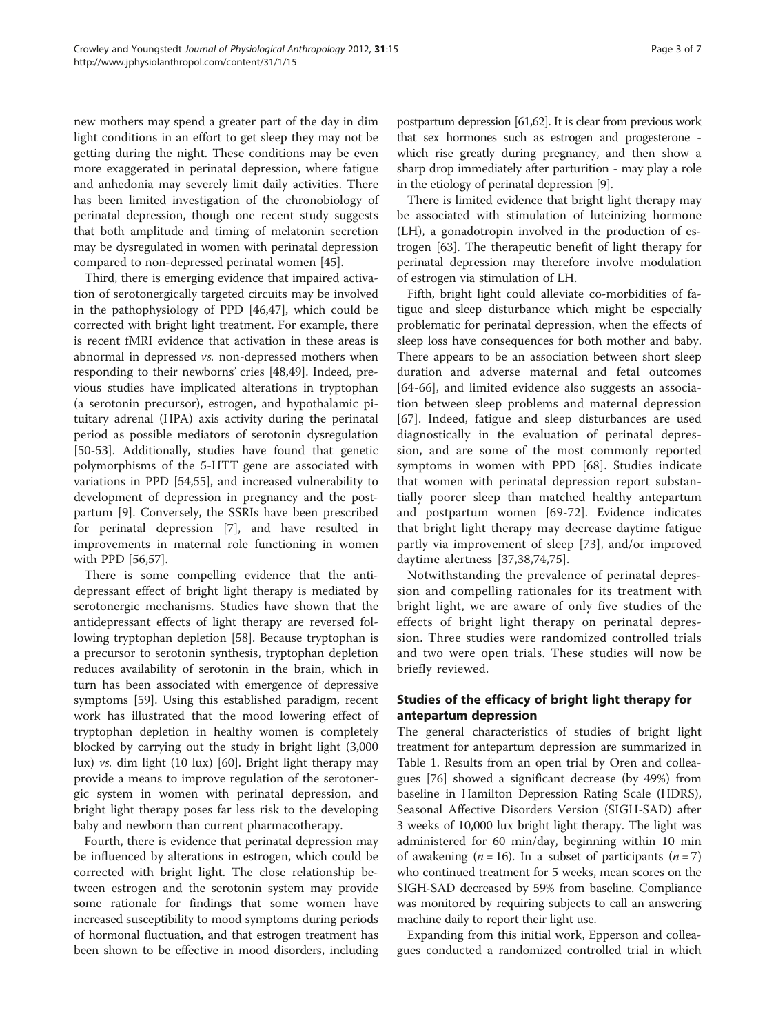new mothers may spend a greater part of the day in dim light conditions in an effort to get sleep they may not be getting during the night. These conditions may be even more exaggerated in perinatal depression, where fatigue and anhedonia may severely limit daily activities. There has been limited investigation of the chronobiology of perinatal depression, though one recent study suggests that both amplitude and timing of melatonin secretion may be dysregulated in women with perinatal depression compared to non-depressed perinatal women [45].

Third, there is emerging evidence that impaired activation of serotonergically targeted circuits may be involved in the pathophysiology of PPD [46,47], which could be corrected with bright light treatment. For example, there is recent fMRI evidence that activation in these areas is abnormal in depressed *vs.* non-depressed mothers when responding to their newborns' cries [48,49]. Indeed, previous studies have implicated alterations in tryptophan (a serotonin precursor), estrogen, and hypothalamic pituitary adrenal (HPA) axis activity during the perinatal period as possible mediators of serotonin dysregulation [50-53]. Additionally, studies have found that genetic polymorphisms of the 5-HTT gene are associated with variations in PPD [54,55], and increased vulnerability to development of depression in pregnancy and the postpartum [9]. Conversely, the SSRIs have been prescribed for perinatal depression [7], and have resulted in improvements in maternal role functioning in women with PPD [56,57].

There is some compelling evidence that the antidepressant effect of bright light therapy is mediated by serotonergic mechanisms. Studies have shown that the antidepressant effects of light therapy are reversed following tryptophan depletion [58]. Because tryptophan is a precursor to serotonin synthesis, tryptophan depletion reduces availability of serotonin in the brain, which in turn has been associated with emergence of depressive symptoms [59]. Using this established paradigm, recent work has illustrated that the mood lowering effect of tryptophan depletion in healthy women is completely blocked by carrying out the study in bright light (3,000 lux) *vs.* dim light (10 lux) [60]. Bright light therapy may provide a means to improve regulation of the serotonergic system in women with perinatal depression, and bright light therapy poses far less risk to the developing baby and newborn than current pharmacotherapy.

Fourth, there is evidence that perinatal depression may be influenced by alterations in estrogen, which could be corrected with bright light. The close relationship between estrogen and the serotonin system may provide some rationale for findings that some women have increased susceptibility to mood symptoms during periods of hormonal fluctuation, and that estrogen treatment has been shown to be effective in mood disorders, including postpartum depression [61,62]. It is clear from previous work that sex hormones such as estrogen and progesterone - which rise greatly during pregnancy, and then show a sharp drop immediately after parturition - may play a role in the etiology of perinatal depression [9].

There is limited evidence that bright light therapy may be associated with stimulation of luteinizing hormone (LH), a gonadotropin involved in the production of estrogen [63]. The therapeutic benefit of light therapy for perinatal depression may therefore involve modulation of estrogen via stimulation of LH.

Fifth, bright light could alleviate co-morbidities of fatigue and sleep disturbance which might be especially problematic for perinatal depression, when the effects of sleep loss have consequences for both mother and baby. There appears to be an association between short sleep duration and adverse maternal and fetal outcomes [64-66], and limited evidence also suggests an association between sleep problems and maternal depression [67]. Indeed, fatigue and sleep disturbances are used diagnostically in the evaluation of perinatal depression, and are some of the most commonly reported symptoms in women with PPD [68]. Studies indicate that women with perinatal depression report substantially poorer sleep than matched healthy antepartum and postpartum women [69-72]. Evidence indicates that bright light therapy may decrease daytime fatigue partly via improvement of sleep [73], and/or improved daytime alertness [37,38,74,75].

Notwithstanding the prevalence of perinatal depression and compelling rationales for its treatment with bright light, we are aware of only five studies of the effects of bright light therapy on perinatal depression. Three studies were randomized controlled trials and two were open trials. These studies will now be briefly reviewed.

## Studies of the efficacy of bright light therapy for antepartum depression

The general characteristics of studies of bright light treatment for antepartum depression are summarized in Table 1. Results from an open trial by Oren and colleagues [76] showed a significant decrease (by 49%) from baseline in Hamilton Depression Rating Scale (HDRS), Seasonal Affective Disorders Version (SIGH-SAD) after 3 weeks of 10,000 lux bright light therapy. The light was administered for 60 min/day, beginning within 10 min of awakening ($n = 16$). In a subset of participants ($n = 7$) who continued treatment for 5 weeks, mean scores on the SIGH-SAD decreased by 59% from baseline. Compliance was monitored by requiring subjects to call an answering machine daily to report their light use.

Expanding from this initial work, Epperson and colleagues conducted a randomized controlled trial in which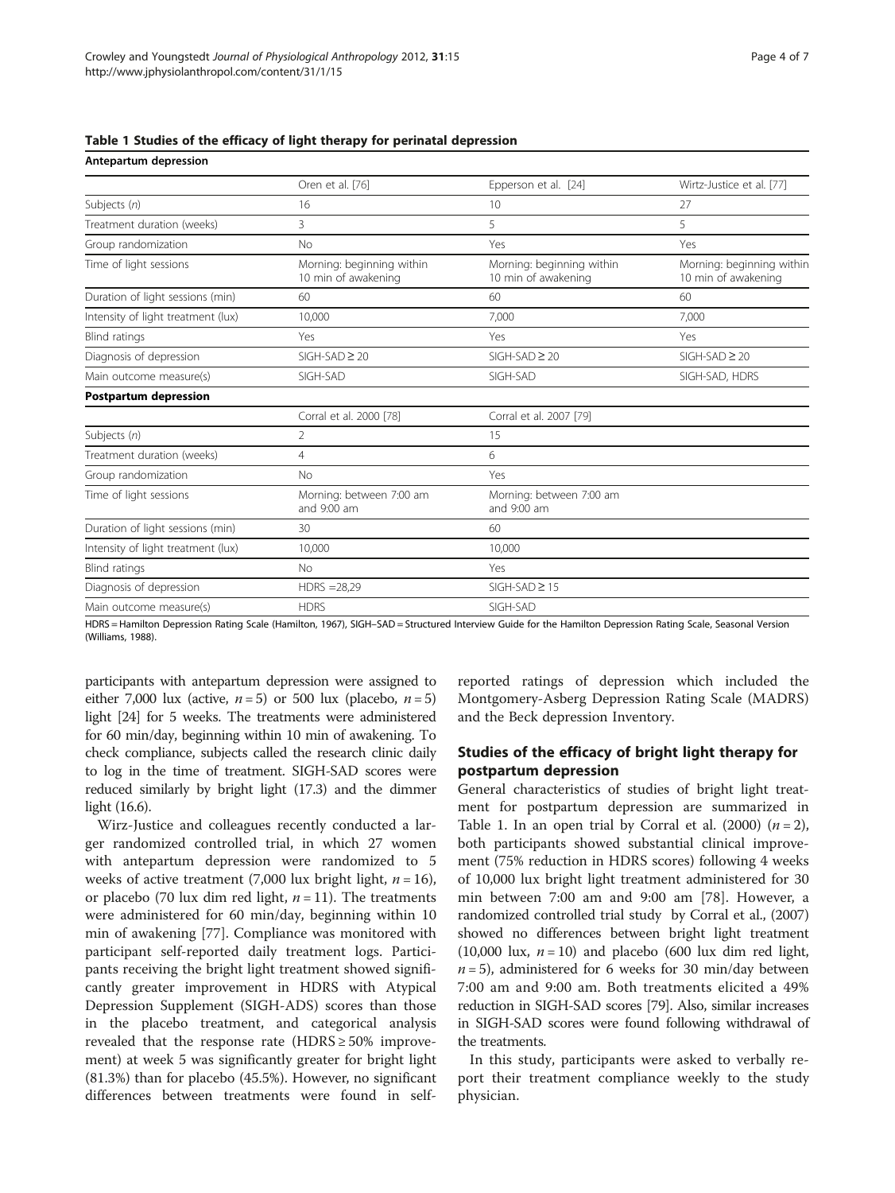**Table 1 Studies of the efficacy of light therapy for perinatal depression**

| **Antepartum depression** | | | |
|---|---|---|---|
| | Oren et al. [76] | Epperson et al. [24] | Wirtz-Justice et al. [77] |
| Subjects (*n*) | 16 | 10 | 27 |
| Treatment duration (weeks) | 3 | 5 | 5 |
| Group randomization | No | Yes | Yes |
| Time of light sessions | Morning: beginning within 10 min of awakening | Morning: beginning within 10 min of awakening | Morning: beginning within 10 min of awakening |
| Duration of light sessions (min) | 60 | 60 | 60 |
| Intensity of light treatment (lux) | 10,000 | 7,000 | 7,000 |
| Blind ratings | Yes | Yes | Yes |
| Diagnosis of depression | SIGH-SAD ≥ 20 | SIGH-SAD ≥ 20 | SIGH-SAD ≥ 20 |
| Main outcome measure(s) | SIGH-SAD | SIGH-SAD | SIGH-SAD, HDRS |
| **Postpartum depression** | | | |
| | Corral et al. 2000 [78] | Corral et al. 2007 [79] | |
| Subjects (*n*) | 2 | 15 | |
| Treatment duration (weeks) | 4 | 6 | |
| Group randomization | No | Yes | |
| Time of light sessions | Morning: between 7:00 am and 9:00 am | Morning: between 7:00 am and 9:00 am | |
| Duration of light sessions (min) | 30 | 60 | |
| Intensity of light treatment (lux) | 10,000 | 10,000 | |
| Blind ratings | No | Yes | |
| Diagnosis of depression | HDRS =28,29 | SIGH-SAD ≥ 15 | |
| Main outcome measure(s) | HDRS | SIGH-SAD | |

HDRS = Hamilton Depression Rating Scale (Hamilton, 1967), SIGH–SAD = Structured Interview Guide for the Hamilton Depression Rating Scale, Seasonal Version (Williams, 1988).

participants with antepartum depression were assigned to either 7,000 lux (active, $n = 5$) or 500 lux (placebo, $n = 5$) light [24] for 5 weeks. The treatments were administered for 60 min/day, beginning within 10 min of awakening. To check compliance, subjects called the research clinic daily to log in the time of treatment. SIGH-SAD scores were reduced similarly by bright light (17.3) and the dimmer light (16.6).

Wirz-Justice and colleagues recently conducted a larger randomized controlled trial, in which 27 women with antepartum depression were randomized to 5 weeks of active treatment (7,000 lux bright light, $n = 16$), or placebo (70 lux dim red light, $n = 11$). The treatments were administered for 60 min/day, beginning within 10 min of awakening [77]. Compliance was monitored with participant self-reported daily treatment logs. Participants receiving the bright light treatment showed significantly greater improvement in HDRS with Atypical Depression Supplement (SIGH-ADS) scores than those in the placebo treatment, and categorical analysis revealed that the response rate (HDRS ≥ 50% improvement) at week 5 was significantly greater for bright light (81.3%) than for placebo (45.5%). However, no significant differences between treatments were found in self-reported ratings of depression which included the Montgomery-Asberg Depression Rating Scale (MADRS) and the Beck depression Inventory.

## Studies of the efficacy of bright light therapy for postpartum depression

General characteristics of studies of bright light treatment for postpartum depression are summarized in Table 1. In an open trial by Corral et al. (2000) ($n = 2$), both participants showed substantial clinical improvement (75% reduction in HDRS scores) following 4 weeks of 10,000 lux bright light treatment administered for 30 min between 7:00 am and 9:00 am [78]. However, a randomized controlled trial study by Corral et al., (2007) showed no differences between bright light treatment (10,000 lux, $n = 10$) and placebo (600 lux dim red light, $n = 5$), administered for 6 weeks for 30 min/day between 7:00 am and 9:00 am. Both treatments elicited a 49% reduction in SIGH-SAD scores [79]. Also, similar increases in SIGH-SAD scores were found following withdrawal of the treatments.

In this study, participants were asked to verbally report their treatment compliance weekly to the study physician.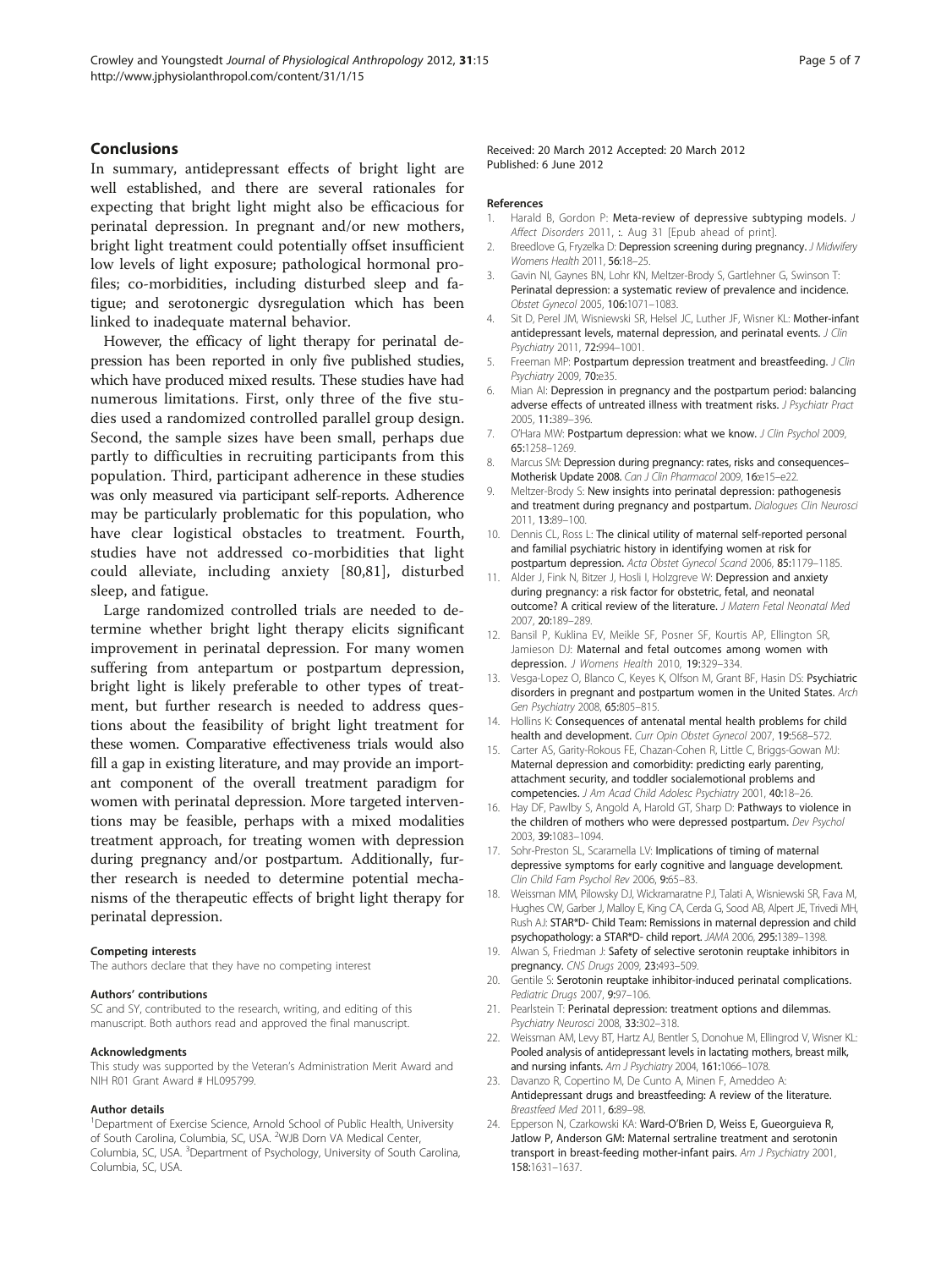## Conclusions

In summary, antidepressant effects of bright light are well established, and there are several rationales for expecting that bright light might also be efficacious for perinatal depression. In pregnant and/or new mothers, bright light treatment could potentially offset insufficient low levels of light exposure; pathological hormonal profiles; co-morbidities, including disturbed sleep and fatigue; and serotonergic dysregulation which has been linked to inadequate maternal behavior.

However, the efficacy of light therapy for perinatal depression has been reported in only five published studies, which have produced mixed results. These studies have had numerous limitations. First, only three of the five studies used a randomized controlled parallel group design. Second, the sample sizes have been small, perhaps due partly to difficulties in recruiting participants from this population. Third, participant adherence in these studies was only measured via participant self-reports. Adherence may be particularly problematic for this population, who have clear logistical obstacles to treatment. Fourth, studies have not addressed co-morbidities that light could alleviate, including anxiety [80,81], disturbed sleep, and fatigue.

Large randomized controlled trials are needed to determine whether bright light therapy elicits significant improvement in perinatal depression. For many women suffering from antepartum or postpartum depression, bright light is likely preferable to other types of treatment, but further research is needed to address questions about the feasibility of bright light treatment for these women. Comparative effectiveness trials would also fill a gap in existing literature, and may provide an important component of the overall treatment paradigm for women with perinatal depression. More targeted interventions may be feasible, perhaps with a mixed modalities treatment approach, for treating women with depression during pregnancy and/or postpartum. Additionally, further research is needed to determine potential mechanisms of the therapeutic effects of bright light therapy for perinatal depression.

#### Competing interests

The authors declare that they have no competing interest

#### Authors' contributions

SC and SY, contributed to the research, writing, and editing of this manuscript. Both authors read and approved the final manuscript.

#### Acknowledgments

This study was supported by the Veteran's Administration Merit Award and NIH R01 Grant Award # HL095799.

#### Author details

[1]Department of Exercise Science, Arnold School of Public Health, University of South Carolina, Columbia, SC, USA. [2]WJB Dorn VA Medical Center, Columbia, SC, USA. [3]Department of Psychology, University of South Carolina, Columbia, SC, USA.

Received: 20 March 2012 Accepted: 20 March 2012
Published: 6 June 2012

#### References

1. Harald B, Gordon P: **Meta-review of depressive subtyping models.** *J Affect Disorders* 2011, :. Aug 31 [Epub ahead of print].
2. Breedlove G, Fryzelka D: **Depression screening during pregnancy.** *J Midwifery Womens Health* 2011, **56:**18–25.
3. Gavin NI, Gaynes BN, Lohr KN, Meltzer-Brody S, Gartlehner G, Swinson T: **Perinatal depression: a systematic review of prevalence and incidence.** *Obstet Gynecol* 2005, **106:**1071–1083.
4. Sit D, Perel JM, Wisniewski SR, Helsel JC, Luther JF, Wisner KL: **Mother-infant antidepressant levels, maternal depression, and perinatal events.** *J Clin Psychiatry* 2011, **72:**994–1001.
5. Freeman MP: **Postpartum depression treatment and breastfeeding.** *J Clin Psychiatry* 2009, **70:**e35.
6. Mian AI: **Depression in pregnancy and the postpartum period: balancing adverse effects of untreated illness with treatment risks.** *J Psychiatr Pract* 2005, **11:**389–396.
7. O'Hara MW: **Postpartum depression: what we know.** *J Clin Psychol* 2009, **65:**1258–1269.
8. Marcus SM: **Depression during pregnancy: rates, risks and consequences– Motherisk Update 2008.** *Can J Clin Pharmacol* 2009, **16:**e15–e22.
9. Meltzer-Brody S: **New insights into perinatal depression: pathogenesis and treatment during pregnancy and postpartum.** *Dialogues Clin Neurosci* 2011, **13:**89–100.
10. Dennis CL, Ross L: **The clinical utility of maternal self-reported personal and familial psychiatric history in identifying women at risk for postpartum depression.** *Acta Obstet Gynecol Scand* 2006, **85:**1179–1185.
11. Alder J, Fink N, Bitzer J, Hosli I, Holzgreve W: **Depression and anxiety during pregnancy: a risk factor for obstetric, fetal, and neonatal outcome? A critical review of the literature.** *J Matern Fetal Neonatal Med* 2007, **20:**189–209.
12. Bansil P, Kuklina EV, Meikle SF, Posner SF, Kourtis AP, Ellington SR, Jamieson DJ: **Maternal and fetal outcomes among women with depression.** *J Womens Health* 2010, **19:**329–334.
13. Vesga-Lopez O, Blanco C, Keyes K, Olfson M, Grant BF, Hasin DS: **Psychiatric disorders in pregnant and postpartum women in the United States.** *Arch Gen Psychiatry* 2008, **65:**805–815.
14. Hollins K: **Consequences of antenatal mental health problems for child health and development.** *Curr Opin Obstet Gynecol* 2007, **19:**568–572.
15. Carter AS, Garity-Rokous FE, Chazan-Cohen R, Little C, Briggs-Gowan MJ: **Maternal depression and comorbidity: predicting early parenting, attachment security, and toddler socialemotional problems and competencies.** *J Am Acad Child Adolesc Psychiatry* 2001, **40:**18–26.
16. Hay DF, Pawlby S, Angold A, Harold GT, Sharp D: **Pathways to violence in the children of mothers who were depressed postpartum.** *Dev Psychol* 2003, **39:**1083–1094.
17. Sohr-Preston SL, Scaramella LV: **Implications of timing of maternal depressive symptoms for early cognitive and language development.** *Clin Child Fam Psychol Rev* 2006, **9:**65–83.
18. Weissman MM, Pilowsky DJ, Wickramaratne PJ, Talati A, Wisniewski SR, Fava M, Hughes CW, Garber J, Malloy E, King CA, Cerda G, Sood AB, Alpert JE, Trivedi MH, Rush AJ: **STAR*D- Child Team: Remissions in maternal depression and child psychopathology: a STAR*D- child report.** *JAMA* 2006, **295:**1389–1398.
19. Alwan S, Friedman J: **Safety of selective serotonin reuptake inhibitors in pregnancy.** *CNS Drugs* 2009, **23:**493–509.
20. Gentile S: **Serotonin reuptake inhibitor-induced perinatal complications.** *Pediatric Drugs* 2007, **9:**97–106.
21. Pearlstein T: **Perinatal depression: treatment options and dilemmas.** *Psychiatry Neurosci* 2008, **33:**302–318.
22. Weissman AM, Levy BT, Hartz AJ, Bentler S, Donohue M, Ellingrod V, Wisner KL: **Pooled analysis of antidepressant levels in lactating mothers, breast milk, and nursing infants.** *Am J Psychiatry* 2004, **161:**1066–1078.
23. Davanzo R, Copertino M, De Cunto A, Minen F, Ameddeo A: **Antidepressant drugs and breastfeeding: A review of the literature.** *Breastfeed Med* 2011, **6:**89–98.
24. Epperson N, Czarkowski KA: **Ward-O'Brien D, Weiss E, Gueorguieva R, Jatlow P, Anderson GM: Maternal sertraline treatment and serotonin transport in breast-feeding mother-infant pairs.** *Am J Psychiatry* 2001, **158:**1631–1637.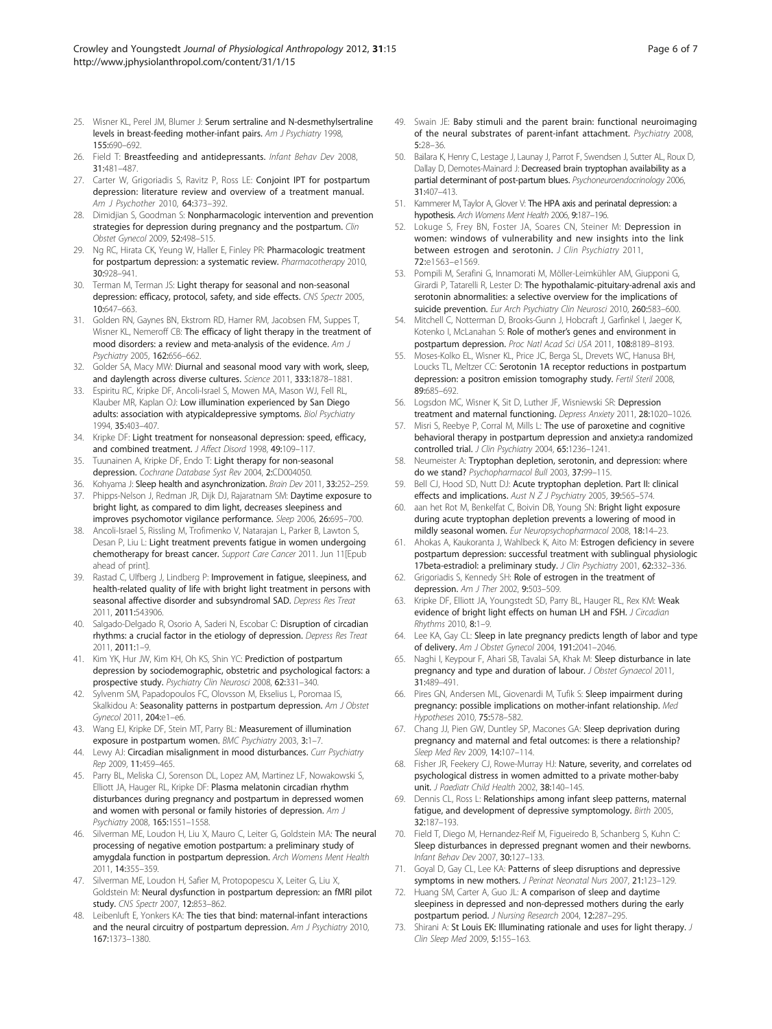25. Wisner KL, Perel JM, Blumer J: **Serum sertraline and N-desmethylsertraline levels in breast-feeding mother-infant pairs.** *Am J Psychiatry* 1998, **155**:690–692.
26. Field T: **Breastfeeding and antidepressants.** *Infant Behav Dev* 2008, **31**:481–487.
27. Carter W, Grigoriadis S, Ravitz P, Ross LE: **Conjoint IPT for postpartum depression: literature review and overview of a treatment manual.** *Am J Psychother* 2010, **64**:373–392.
28. Dimidjian S, Goodman S: **Nonpharmacologic intervention and prevention strategies for depression during pregnancy and the postpartum.** *Clin Obstet Gynecol* 2009, **52**:498–515.
29. Ng RC, Hirata CK, Yeung W, Haller E, Finley PR: **Pharmacologic treatment for postpartum depression: a systematic review.** *Pharmacotherapy* 2010, **30**:928–941.
30. Terman M, Terman JS: **Light therapy for seasonal and non-seasonal depression: efficacy, protocol, safety, and side effects.** *CNS Spectr* 2005, **10**:647–663.
31. Golden RN, Gaynes BN, Ekstrom RD, Hamer RM, Jacobsen FM, Suppes T, Wisner KL, Nemeroff CB: **The efficacy of light therapy in the treatment of mood disorders: a review and meta-analysis of the evidence.** *Am J Psychiatry* 2005, **162**:656–662.
32. Golder SA, Macy MW: **Diurnal and seasonal mood vary with work, sleep, and daylength across diverse cultures.** *Science* 2011, **333**:1878–1881.
33. Espiritu RC, Kripke DF, Ancoli-Israel S, Mowen MA, Mason WJ, Fell RL, Klauber MR, Kaplan OJ: **Low illumination experienced by San Diego adults: association with atypicaldepressive symptoms.** *Biol Psychiatry* 1994, **35**:403–407.
34. Kripke DF: **Light treatment for nonseasonal depression: speed, efficacy, and combined treatment.** *J Affect Disord* 1998, **49**:109–117.
35. Tuunainen A, Kripke DF, Endo T: **Light therapy for non-seasonal depression.** *Cochrane Database Syst Rev* 2004, **2**:CD004050.
36. Kohyama J: **Sleep health and asynchronization.** *Brain Dev* 2011, **33**:252–259.
37. Phipps-Nelson J, Redman JR, Dijk DJ, Rajaratnam SM: **Daytime exposure to bright light, as compared to dim light, decreases sleepiness and improves psychomotor vigilance performance.** *Sleep* 2006, **26**:695–700.
38. Ancoli-Israel S, Rissling M, Trofimenko V, Natarajan L, Parker B, Lawton S, Desan P, Liu L: **Light treatment prevents fatigue in women undergoing chemotherapy for breast cancer.** *Support Care Cancer* 2011. Jun 11[Epub ahead of print].
39. Rastad C, Ulfberg J, Lindberg P: **Improvement in fatigue, sleepiness, and health-related quality of life with bright light treatment in persons with seasonal affective disorder and subsyndromal SAD.** *Depress Res Treat* 2011, **2011**:543906.
40. Salgado-Delgado R, Osorio A, Saderi N, Escobar C: **Disruption of circadian rhythms: a crucial factor in the etiology of depression.** *Depress Res Treat* 2011, **2011**:1–9.
41. Kim YK, Hur JW, Kim KH, Oh KS, Shin YC: **Prediction of postpartum depression by sociodemographic, obstetric and psychological factors: a prospective study.** *Psychiatry Clin Neurosci* 2008, **62**:331–340.
42. Sylvenm SM, Papadopoulos FC, Olovsson M, Ekselius L, Poromaa IS, Skalkidou A: **Seasonality patterns in postpartum depression.** *Am J Obstet Gynecol* 2011, **204**:e1–e6.
43. Wang EJ, Kripke DF, Stein MT, Parry BL: **Measurement of illumination exposure in postpartum women.** *BMC Psychiatry* 2003, **3**:1–7.
44. Lewy AJ: **Circadian misalignment in mood disturbances.** *Curr Psychiatry Rep* 2009, **11**:459–465.
45. Parry BL, Meliska CJ, Sorenson DL, Lopez AM, Martinez LF, Nowakowski S, Elliott JA, Hauger RL, Kripke DF: **Plasma melatonin circadian rhythm disturbances during pregnancy and postpartum in depressed women and women with personal or family histories of depression.** *Am J Psychiatry* 2008, **165**:1551–1558.
46. Silverman ME, Loudon H, Liu X, Mauro C, Leiter G, Goldstein MA: **The neural processing of negative emotion postpartum: a preliminary study of amygdala function in postpartum depression.** *Arch Womens Ment Health* 2011, **14**:355–359.
47. Silverman ME, Loudon H, Safier M, Protopopescu X, Leiter G, Liu X, Goldstein M: **Neural dysfunction in postpartum depression: an fMRI pilot study.** *CNS Spectr* 2007, **12**:853–862.
48. Leibenluft E, Yonkers KA: **The ties that bind: maternal-infant interactions and the neural circuitry of postpartum depression.** *Am J Psychiatry* 2010, **167**:1373–1380.
49. Swain JE: **Baby stimuli and the parent brain: functional neuroimaging of the neural substrates of parent-infant attachment.** *Psychiatry* 2008, **5**:28–36.
50. Bailara K, Henry C, Lestage J, Launay J, Parrot F, Swendsen J, Sutter AL, Roux D, Dallay D, Demotes-Mainard J: **Decreased brain tryptophan availability as a partial determinant of post-partum blues.** *Psychoneuroendocrinology* 2006, **31**:407–413.
51. Kammerer M, Taylor A, Glover V: **The HPA axis and perinatal depression: a hypothesis.** *Arch Womens Ment Health* 2006, **9**:187–196.
52. Lokuge S, Frey BN, Foster JA, Soares CN, Steiner M: **Depression in women: windows of vulnerability and new insights into the link between estrogen and serotonin.** *J Clin Psychiatry* 2011, **72**:e1563–e1569.
53. Pompili M, Serafini G, Innamorati M, Möller-Leimkühler AM, Giupponi G, Girardi P, Tatarelli R, Lester D: **The hypothalamic-pituitary-adrenal axis and serotonin abnormalities: a selective overview for the implications of suicide prevention.** *Eur Arch Psychiatry Clin Neurosci* 2010, **260**:583–600.
54. Mitchell C, Notterman D, Brooks-Gunn J, Hobcraft J, Garfinkel I, Jaeger K, Kotenko I, McLanahan S: **Role of mother's genes and environment in postpartum depression.** *Proc Natl Acad Sci USA* 2011, **108**:8189–8193.
55. Moses-Kolko EL, Wisner KL, Price JC, Berga SL, Drevets WC, Hanusa BH, Loucks TL, Meltzer CC: **Serotonin 1A receptor reductions in postpartum depression: a positron emission tomography study.** *Fertil Steril* 2008, **89**:685–692.
56. Logsdon MC, Wisner K, Sit D, Luther JF, Wisniewski SR: **Depression treatment and maternal functioning.** *Depress Anxiety* 2011, **28**:1020–1026.
57. Misri S, Reebye P, Corral M, Mills L: **The use of paroxetine and cognitive behavioral therapy in postpartum depression and anxiety:a randomized controlled trial.** *J Clin Psychiatry* 2004, **65**:1236–1241.
58. Neumeister A: **Tryptophan depletion, serotonin, and depression: where do we stand?** *Psychopharmacol Bull* 2003, **37**:99–115.
59. Bell CJ, Hood SD, Nutt DJ: **Acute tryptophan depletion. Part II: clinical effects and implications.** *Aust N Z J Psychiatry* 2005, **39**:565–574.
60. aan het Rot M, Benkelfat C, Boivin DB, Young SN: **Bright light exposure during acute tryptophan depletion prevents a lowering of mood in mildly seasonal women.** *Eur Neuropsychopharmacol* 2008, **18**:14–23.
61. Ahokas A, Kaukoranta J, Wahlbeck K, Aito M: **Estrogen deficiency in severe postpartum depression: successful treatment with sublingual physiologic 17beta-estradiol: a preliminary study.** *J Clin Psychiatry* 2001, **62**:332–336.
62. Grigoriadis S, Kennedy SH: **Role of estrogen in the treatment of depression.** *Am J Ther* 2002, **9**:503–509.
63. Kripke DF, Elliott JA, Youngstedt SD, Parry BL, Hauger RL, Rex KM: **Weak evidence of bright light effects on human LH and FSH.** *J Circadian Rhythms* 2010, **8**:1–9.
64. Lee KA, Gay CL: **Sleep in late pregnancy predicts length of labor and type of delivery.** *Am J Obstet Gynecol* 2004, **191**:2041–2046.
65. Naghi I, Keypour F, Ahari SB, Tavalai SA, Khak M: **Sleep disturbance in late pregnancy and type and duration of labour.** *J Obstet Gynaecol* 2011, **31**:489–491.
66. Pires GN, Andersen ML, Giovenardi M, Tufik S: **Sleep impairment during pregnancy: possible implications on mother-infant relationship.** *Med Hypotheses* 2010, **75**:578–582.
67. Chang JJ, Pien GW, Duntley SP, Macones GA: **Sleep deprivation during pregnancy and maternal and fetal outcomes: is there a relationship?** *Sleep Med Rev* 2009, **14**:107–114.
68. Fisher JR, Feekery CJ, Rowe-Murray HJ: **Nature, severity, and correlates od psychological distress in women admitted to a private mother-baby unit.** *J Paediatr Child Health* 2002, **38**:140–145.
69. Dennis CL, Ross L: **Relationships among infant sleep patterns, maternal fatigue, and development of depressive symptomology.** *Birth* 2005, **32**:187–193.
70. Field T, Diego M, Hernandez-Reif M, Figueiredo B, Schanberg S, Kuhn C: **Sleep disturbances in depressed pregnant women and their newborns.** *Infant Behav Dev* 2007, **30**:127–133.
71. Goyal D, Gay CL, Lee KA: **Patterns of sleep disruptions and depressive symptoms in new mothers.** *J Perinat Neonatal Nurs* 2007, **21**:123–129.
72. Huang SM, Carter A, Guo JL: **A comparison of sleep and daytime sleepiness in depressed and non-depressed mothers during the early postpartum period.** *J Nursing Research* 2004, **12**:287–295.
73. Shirani A: **St Louis EK: Illuminating rationale and uses for light therapy.** *J Clin Sleep Med* 2009, **5**:155–163.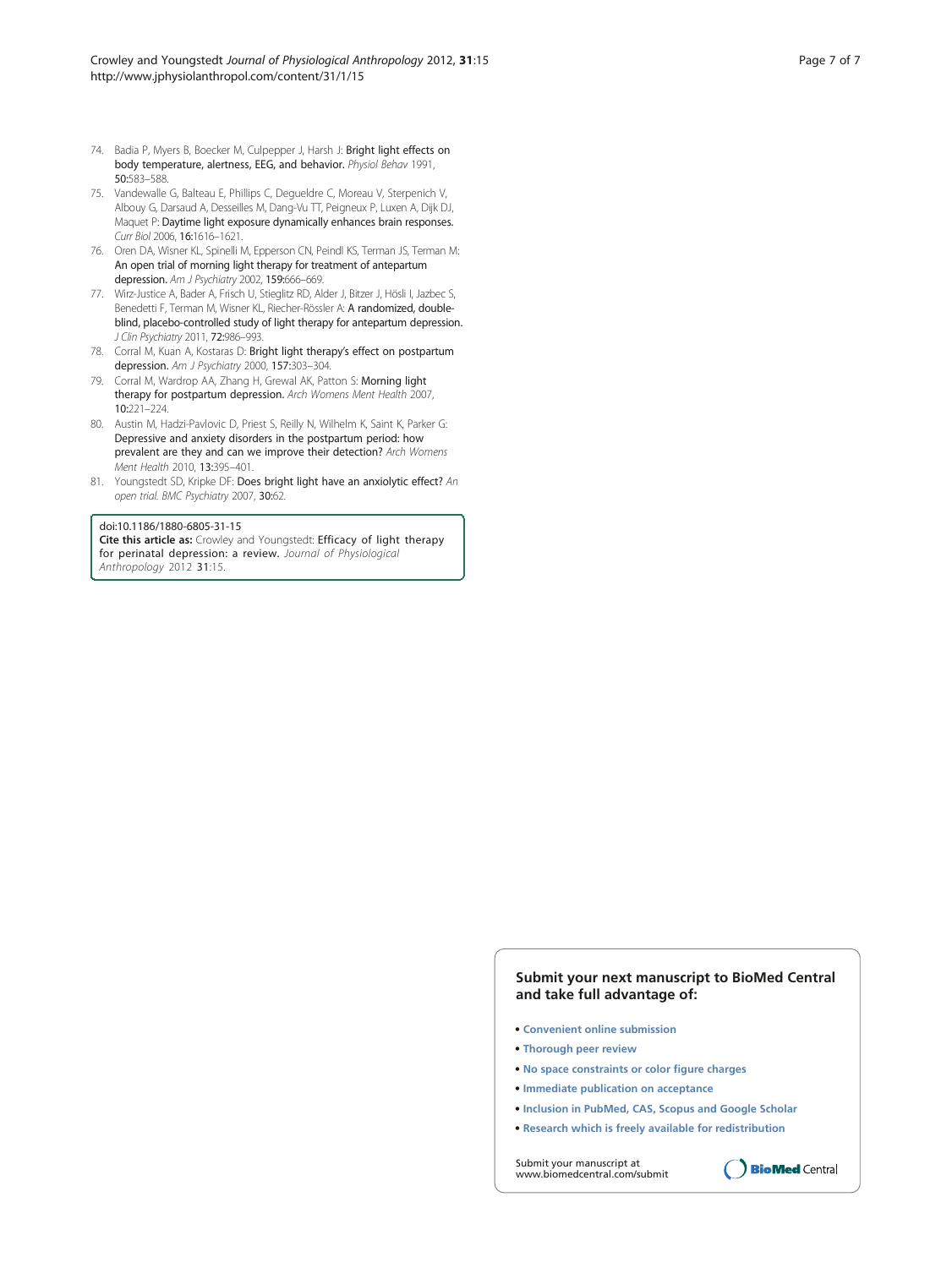74. Badia P, Myers B, Boecker M, Culpepper J, Harsh J: **Bright light effects on body temperature, alertness, EEG, and behavior.** *Physiol Behav* 1991, **50**:583–588.
75. Vandewalle G, Balteau E, Phillips C, Degueldre C, Moreau V, Sterpenich V, Albouy G, Darsaud A, Desseilles M, Dang-Vu TT, Peigneux P, Luxen A, Dijk DJ, Maquet P: **Daytime light exposure dynamically enhances brain responses.** *Curr Biol* 2006, **16**:1616–1621.
76. Oren DA, Wisner KL, Spinelli M, Epperson CN, Peindl KS, Terman JS, Terman M: **An open trial of morning light therapy for treatment of antepartum depression.** *Am J Psychiatry* 2002, **159**:666–669.
77. Wirz-Justice A, Bader A, Frisch U, Stieglitz RD, Alder J, Bitzer J, Hösli I, Jazbec S, Benedetti F, Terman M, Wisner KL, Riecher-Rössler A: **A randomized, double-blind, placebo-controlled study of light therapy for antepartum depression.** *J Clin Psychiatry* 2011, **72**:986–993.
78. Corral M, Kuan A, Kostaras D: **Bright light therapy's effect on postpartum depression.** *Am J Psychiatry* 2000, **157**:303–304.
79. Corral M, Wardrop AA, Zhang H, Grewal AK, Patton S: **Morning light therapy for postpartum depression.** *Arch Womens Ment Health* 2007, **10**:221–224.
80. Austin M, Hadzi-Pavlovic D, Priest S, Reilly N, Wilhelm K, Saint K, Parker G: **Depressive and anxiety disorders in the postpartum period: how prevalent are they and can we improve their detection?** *Arch Womens Ment Health* 2010, **13**:395–401.
81. Youngstedt SD, Kripke DF: **Does bright light have an anxiolytic effect?** *An open trial. BMC Psychiatry* 2007, **30**:62.

doi:10.1186/1880-6805-31-15
**Cite this article as:** Crowley and Youngstedt: Efficacy of light therapy for perinatal depression: a review. *Journal of Physiological Anthropology* 2012 **31**:15.

**Submit your next manuscript to BioMed Central and take full advantage of:**

- **Convenient online submission**
- **Thorough peer review**
- **No space constraints or color figure charges**
- **Immediate publication on acceptance**
- **Inclusion in PubMed, CAS, Scopus and Google Scholar**
- **Research which is freely available for redistribution**

Submit your manuscript at
www.biomedcentral.com/submit

BioMed Central